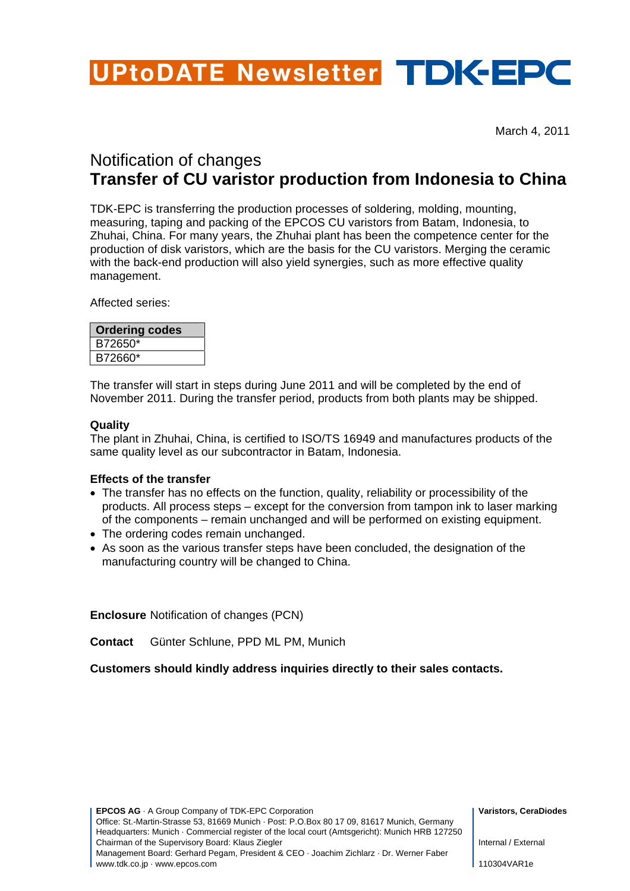# UPtoDATE Newsletter TDK-EPC

March 4, 2011

## Notification of changes
## Transfer of CU varistor production from Indonesia to China

TDK-EPC is transferring the production processes of soldering, molding, mounting, measuring, taping and packing of the EPCOS CU varistors from Batam, Indonesia, to Zhuhai, China. For many years, the Zhuhai plant has been the competence center for the production of disk varistors, which are the basis for the CU varistors. Merging the ceramic with the back-end production will also yield synergies, such as more effective quality management.

Affected series:

| Ordering codes |
|---|
| B72650* |
| B72660* |

The transfer will start in steps during June 2011 and will be completed by the end of November 2011. During the transfer period, products from both plants may be shipped.

**Quality**
The plant in Zhuhai, China, is certified to ISO/TS 16949 and manufactures products of the same quality level as our subcontractor in Batam, Indonesia.

**Effects of the transfer**

- The transfer has no effects on the function, quality, reliability or processibility of the products. All process steps – except for the conversion from tampon ink to laser marking of the components – remain unchanged and will be performed on existing equipment.
- The ordering codes remain unchanged.
- As soon as the various transfer steps have been concluded, the designation of the manufacturing country will be changed to China.

**Enclosure** Notification of changes (PCN)

**Contact** Günter Schlune, PPD ML PM, Munich

**Customers should kindly address inquiries directly to their sales contacts.**

**EPCOS AG** · A Group Company of TDK-EPC Corporation
Office: St.-Martin-Strasse 53, 81669 Munich · Post: P.O.Box 80 17 09, 81617 Munich, Germany
Headquarters: Munich · Commercial register of the local court (Amtsgericht): Munich HRB 127250
Chairman of the Supervisory Board: Klaus Ziegler
Management Board: Gerhard Pegam, President & CEO · Joachim Zichlarz · Dr. Werner Faber
www.tdk.co.jp · www.epcos.com

**Varistors, CeraDiodes**

Internal / External

110304VAR1e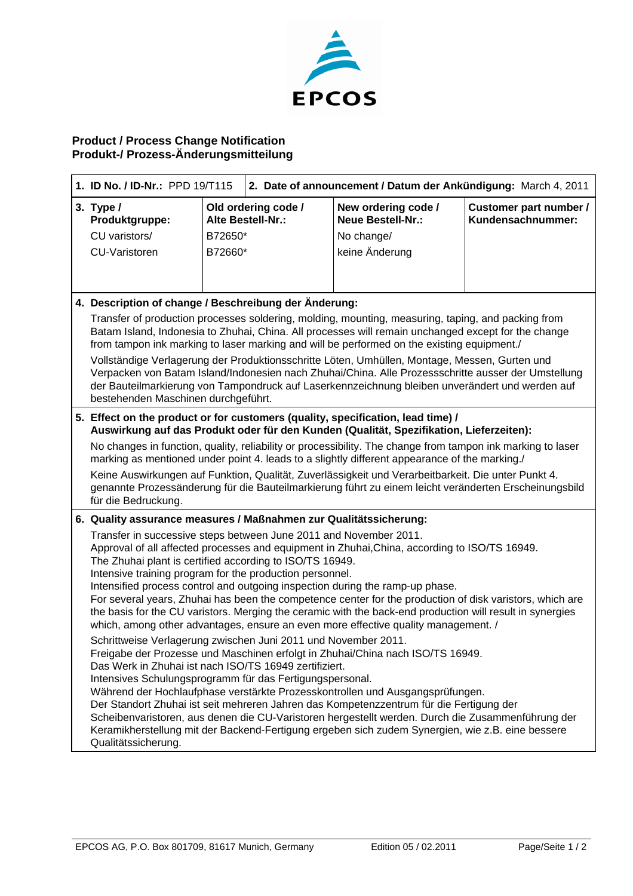EPCOS

**Product / Process Change Notification**
**Produkt-/ Prozess-Änderungsmitteilung**

| **1. ID No. / ID-Nr.:** PPD 19/T115 | **2. Date of announcement / Datum der Ankündigung:** March 4, 2011 | | |
|---|---|---|---|
| **3. Type / Produktgruppe:** | **Old ordering code / Alte Bestell-Nr.:** | **New ordering code / Neue Bestell-Nr.:** | **Customer part number / Kundensachnummer:** |
| CU varistors/ CU-Varistoren | B72650* B72660* | No change/ keine Änderung | |

**4. Description of change / Beschreibung der Änderung:**

Transfer of production processes soldering, molding, mounting, measuring, taping, and packing from Batam Island, Indonesia to Zhuhai, China. All processes will remain unchanged except for the change from tampon ink marking to laser marking and will be performed on the existing equipment./

Vollständige Verlagerung der Produktionsschritte Löten, Umhüllen, Montage, Messen, Gurten und Verpacken von Batam Island/Indonesien nach Zhuhai/China. Alle Prozessschritte ausser der Umstellung der Bauteilmarkierung von Tampondruck auf Laserkennzeichnung bleiben unverändert und werden auf bestehenden Maschinen durchgeführt.

**5. Effect on the product or for customers (quality, specification, lead time) / Auswirkung auf das Produkt oder für den Kunden (Qualität, Spezifikation, Lieferzeiten):**

No changes in function, quality, reliability or processibility. The change from tampon ink marking to laser marking as mentioned under point 4. leads to a slightly different appearance of the marking./

Keine Auswirkungen auf Funktion, Qualität, Zuverlässigkeit und Verarbeitbarkeit. Die unter Punkt 4. genannte Prozessänderung für die Bauteilmarkierung führt zu einem leicht veränderten Erscheinungsbild für die Bedruckung.

**6. Quality assurance measures / Maßnahmen zur Qualitätssicherung:**

Transfer in successive steps between June 2011 and November 2011.
Approval of all affected processes and equipment in Zhuhai,China, according to ISO/TS 16949.
The Zhuhai plant is certified according to ISO/TS 16949.
Intensive training program for the production personnel.
Intensified process control and outgoing inspection during the ramp-up phase.
For several years, Zhuhai has been the competence center for the production of disk varistors, which are the basis for the CU varistors. Merging the ceramic with the back-end production will result in synergies which, among other advantages, ensure an even more effective quality management. /

Schrittweise Verlagerung zwischen Juni 2011 und November 2011.
Freigabe der Prozesse und Maschinen erfolgt in Zhuhai/China nach ISO/TS 16949.
Das Werk in Zhuhai ist nach ISO/TS 16949 zertifiziert.
Intensives Schulungsprogramm für das Fertigungspersonal.
Während der Hochlaufphase verstärkte Prozesskontrollen und Ausgangsprüfungen.
Der Standort Zhuhai ist seit mehreren Jahren das Kompetenzzentrum für die Fertigung der Scheibenvaristoren, aus denen die CU-Varistoren hergestellt werden. Durch die Zusammenführung der Keramikherstellung mit der Backend-Fertigung ergeben sich zudem Synergien, wie z.B. eine bessere Qualitätssicherung.

EPCOS AG, P.O. Box 801709, 81617 Munich, Germany — Edition 05 / 02.2011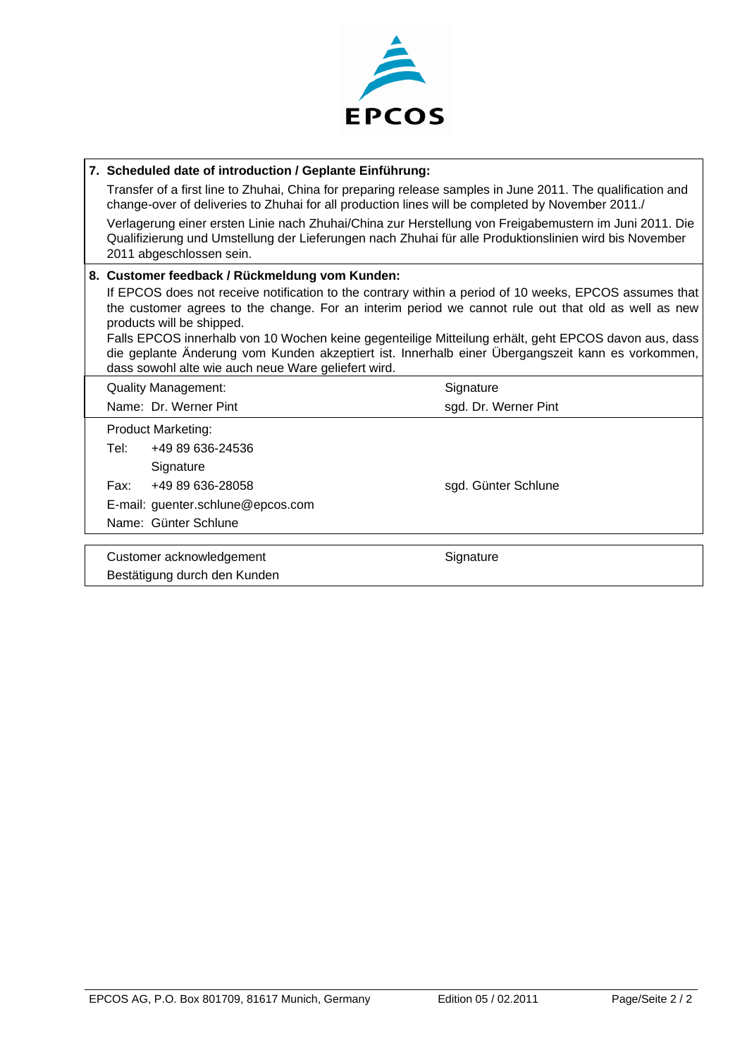EPCOS

**7. Scheduled date of introduction / Geplante Einführung:**

Transfer of a first line to Zhuhai, China for preparing release samples in June 2011. The qualification and change-over of deliveries to Zhuhai for all production lines will be completed by November 2011./

Verlagerung einer ersten Linie nach Zhuhai/China zur Herstellung von Freigabemustern im Juni 2011. Die Qualifizierung und Umstellung der Lieferungen nach Zhuhai für alle Produktionslinien wird bis November 2011 abgeschlossen sein.

**8. Customer feedback / Rückmeldung vom Kunden:**

If EPCOS does not receive notification to the contrary within a period of 10 weeks, EPCOS assumes that the customer agrees to the change. For an interim period we cannot rule out that old as well as new products will be shipped.

Falls EPCOS innerhalb von 10 Wochen keine gegenteilige Mitteilung erhält, geht EPCOS davon aus, dass die geplante Änderung vom Kunden akzeptiert ist. Innerhalb einer Übergangszeit kann es vorkommen, dass sowohl alte wie auch neue Ware geliefert wird.

| | |
|---|---|
| Quality Management: | Signature |
| Name: Dr. Werner Pint | sgd. Dr. Werner Pint |

Product Marketing:

Tel: +49 89 636-24536

Signature

Fax: +49 89 636-28058 — sgd. Günter Schlune

E-mail: guenter.schlune@epcos.com

Name: Günter Schlune

| | |
|---|---|
| Customer acknowledgement<br>Bestätigung durch den Kunden | Signature |

EPCOS AG, P.O. Box 801709, 81617 Munich, Germany — Edition 05 / 02.2011